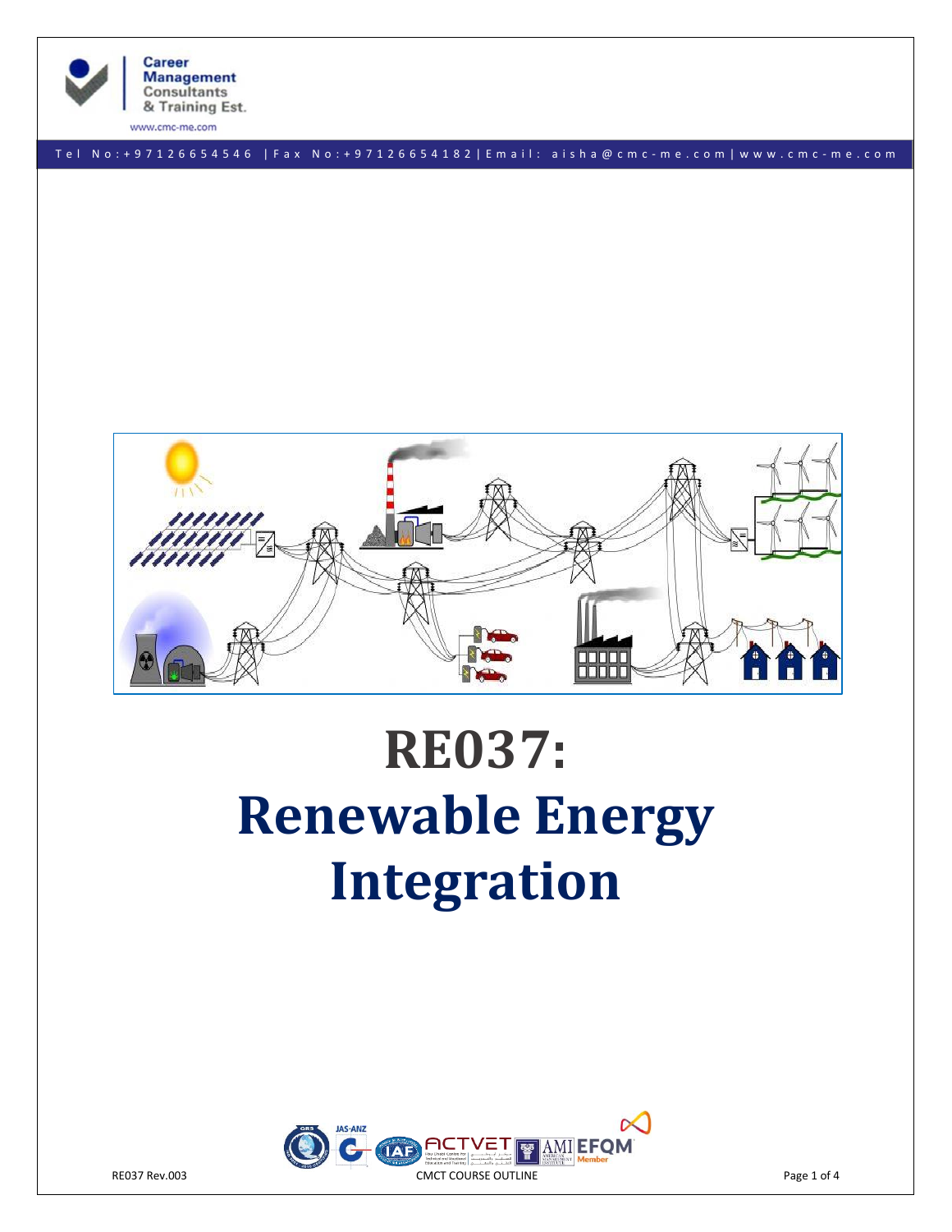# RE037: Renewable Energy Integration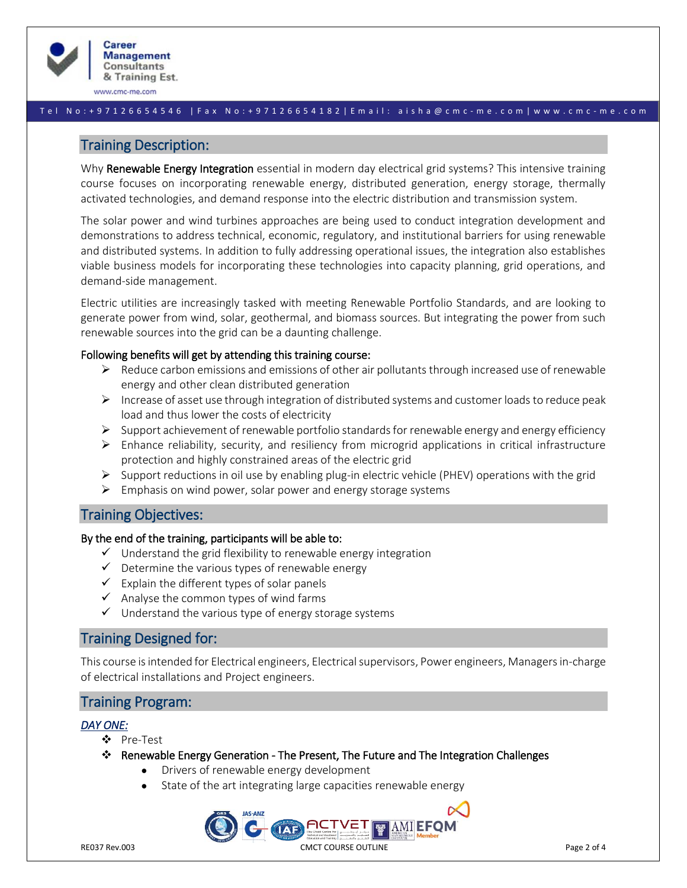## Training Description:

Why **Renewable Energy Integration** essential in modern day electrical grid systems? This intensive training course focuses on incorporating renewable energy, distributed generation, energy storage, thermally activated technologies, and demand response into the electric distribution and transmission system.

The solar power and wind turbines approaches are being used to conduct integration development and demonstrations to address technical, economic, regulatory, and institutional barriers for using renewable and distributed systems. In addition to fully addressing operational issues, the integration also establishes viable business models for incorporating these technologies into capacity planning, grid operations, and demand-side management.

Electric utilities are increasingly tasked with meeting Renewable Portfolio Standards, and are looking to generate power from wind, solar, geothermal, and biomass sources. But integrating the power from such renewable sources into the grid can be a daunting challenge.

**Following benefits will get by attending this training course:**

- Reduce carbon emissions and emissions of other air pollutants through increased use of renewable energy and other clean distributed generation
- Increase of asset use through integration of distributed systems and customer loads to reduce peak load and thus lower the costs of electricity
- Support achievement of renewable portfolio standards for renewable energy and energy efficiency
- Enhance reliability, security, and resiliency from microgrid applications in critical infrastructure protection and highly constrained areas of the electric grid
- Support reductions in oil use by enabling plug-in electric vehicle (PHEV) operations with the grid
- Emphasis on wind power, solar power and energy storage systems

## Training Objectives:

**By the end of the training, participants will be able to:**

- ✓ Understand the grid flexibility to renewable energy integration
- ✓ Determine the various types of renewable energy
- ✓ Explain the different types of solar panels
- ✓ Analyse the common types of wind farms
- ✓ Understand the various type of energy storage systems

## Training Designed for:

This course is intended for Electrical engineers, Electrical supervisors, Power engineers, Managers in-charge of electrical installations and Project engineers.

## Training Program:

***DAY ONE:***

- Pre-Test
- **Renewable Energy Generation - The Present, The Future and The Integration Challenges**
  - Drivers of renewable energy development
  - State of the art integrating large capacities renewable energy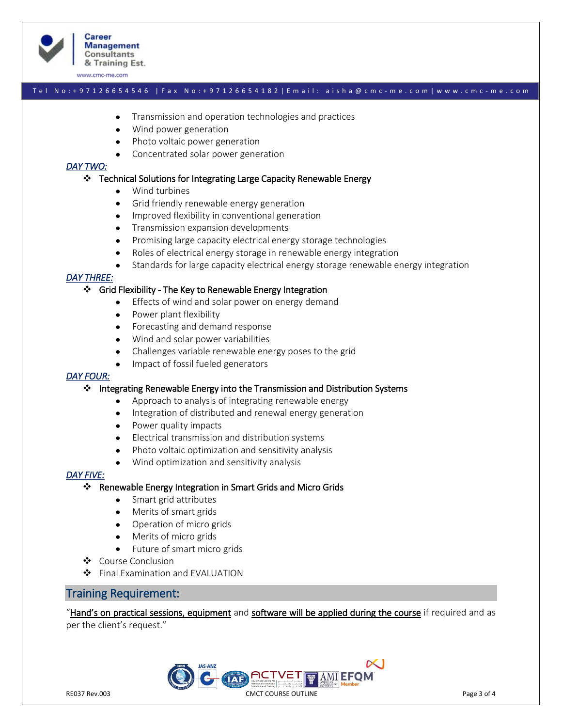- Transmission and operation technologies and practices
- Wind power generation
- Photo voltaic power generation
- Concentrated solar power generation

***DAY TWO:***

- Technical Solutions for Integrating Large Capacity Renewable Energy
  - Wind turbines
  - Grid friendly renewable energy generation
  - Improved flexibility in conventional generation
  - Transmission expansion developments
  - Promising large capacity electrical energy storage technologies
  - Roles of electrical energy storage in renewable energy integration
  - Standards for large capacity electrical energy storage renewable energy integration

***DAY THREE:***

- Grid Flexibility - The Key to Renewable Energy Integration
  - Effects of wind and solar power on energy demand
  - Power plant flexibility
  - Forecasting and demand response
  - Wind and solar power variabilities
  - Challenges variable renewable energy poses to the grid
  - Impact of fossil fueled generators

***DAY FOUR:***

- Integrating Renewable Energy into the Transmission and Distribution Systems
  - Approach to analysis of integrating renewable energy
  - Integration of distributed and renewal energy generation
  - Power quality impacts
  - Electrical transmission and distribution systems
  - Photo voltaic optimization and sensitivity analysis
  - Wind optimization and sensitivity analysis

***DAY FIVE:***

- Renewable Energy Integration in Smart Grids and Micro Grids
  - Smart grid attributes
  - Merits of smart grids
  - Operation of micro grids
  - Merits of micro grids
  - Future of smart micro grids
- Course Conclusion
- Final Examination and EVALUATION

## Training Requirement:

"Hand's on practical sessions, equipment and software will be applied during the course if required and as per the client's request."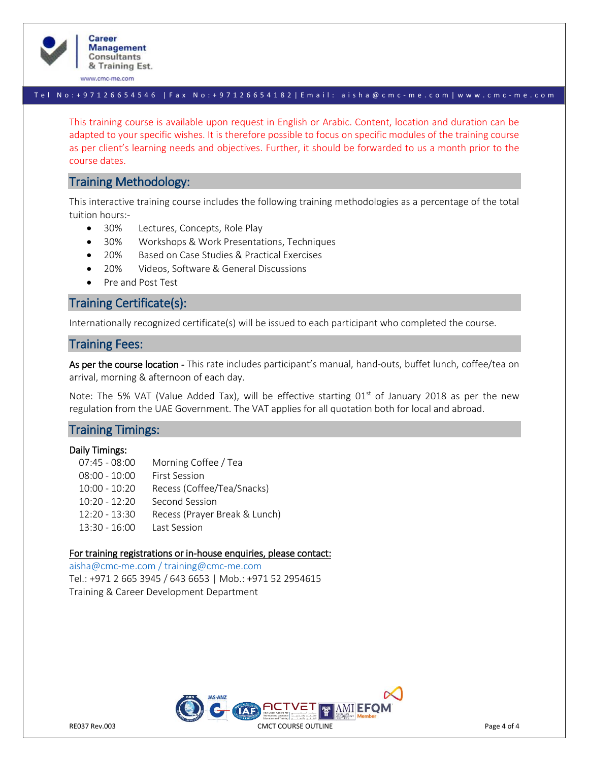This training course is available upon request in English or Arabic. Content, location and duration can be adapted to your specific wishes. It is therefore possible to focus on specific modules of the training course as per client's learning needs and objectives. Further, it should be forwarded to us a month prior to the course dates.

## Training Methodology:

This interactive training course includes the following training methodologies as a percentage of the total tuition hours:-

- 30% Lectures, Concepts, Role Play
- 30% Workshops & Work Presentations, Techniques
- 20% Based on Case Studies & Practical Exercises
- 20% Videos, Software & General Discussions
- Pre and Post Test

## Training Certificate(s):

Internationally recognized certificate(s) will be issued to each participant who completed the course.

## Training Fees:

**As per the course location -** This rate includes participant's manual, hand-outs, buffet lunch, coffee/tea on arrival, morning & afternoon of each day.

Note: The 5% VAT (Value Added Tax), will be effective starting 01st of January 2018 as per the new regulation from the UAE Government. The VAT applies for all quotation both for local and abroad.

## Training Timings:

**Daily Timings:**

| | |
|---|---|
| 07:45 - 08:00 | Morning Coffee / Tea |
| 08:00 - 10:00 | First Session |
| 10:00 - 10:20 | Recess (Coffee/Tea/Snacks) |
| 10:20 - 12:20 | Second Session |
| 12:20 - 13:30 | Recess (Prayer Break & Lunch) |
| 13:30 - 16:00 | Last Session |

**For training registrations or in-house enquiries, please contact:**

aisha@cmc-me.com / training@cmc-me.com
Tel.: +971 2 665 3945 / 643 6653 | Mob.: +971 52 2954615
Training & Career Development Department